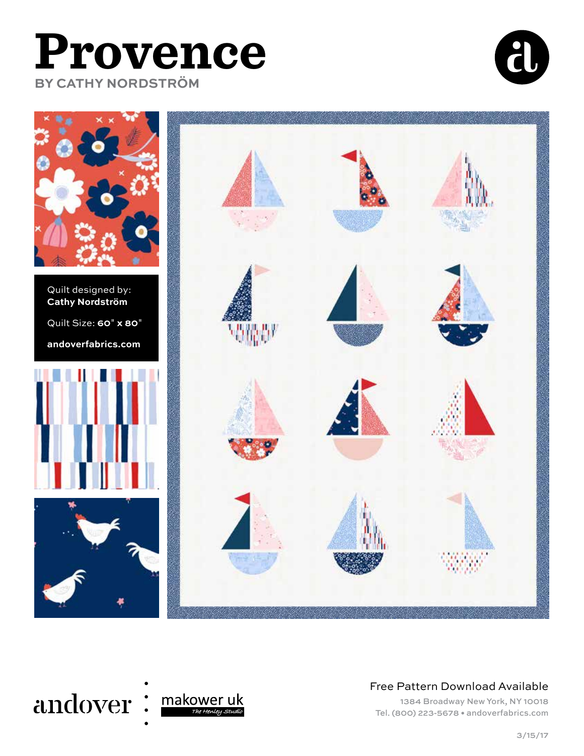# Provence

BY CATHY NORDSTRÖM

Quilt designed by:
**Cathy Nordström**

Quilt Size: **60" x 80"**

**andoverfabrics.com**

andover : makower uk *The Henley Studio*

Free Pattern Download Available

1384 Broadway New York, NY 10018
Tel. (800) 223-5678 • andoverfabrics.com

3/15/17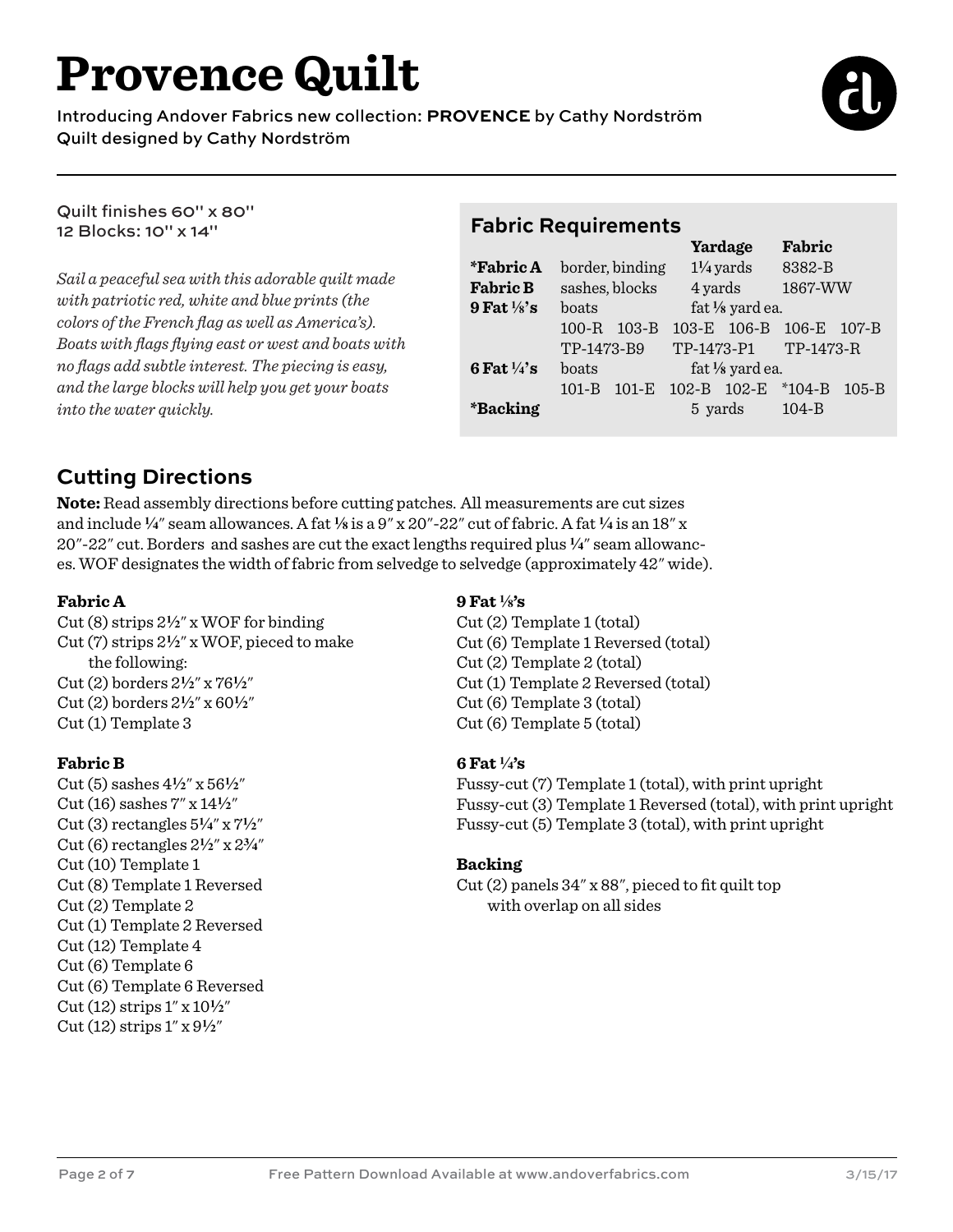# Provence Quilt

Introducing Andover Fabrics new collection: **PROVENCE** by Cathy Nordström
Quilt designed by Cathy Nordström

Quilt finishes 60" x 80"
12 Blocks: 10" x 14"

*Sail a peaceful sea with this adorable quilt made with patriotic red, white and blue prints (the colors of the French flag as well as America's). Boats with flags flying east or west and boats with no flags add subtle interest. The piecing is easy, and the large blocks will help you get your boats into the water quickly.*

## Fabric Requirements

| | | Yardage | Fabric |
|---|---|---|---|
| ***Fabric A** | border, binding | 1¼ yards | 8382-B |
| **Fabric B** | sashes, blocks | 4 yards | 1867-WW |
| **9 Fat ⅛'s** | boats | fat ⅛ yard ea. | |
| | 100-R 103-B | 103-E 106-B | 106-E 107-B |
| | TP-1473-B9 | TP-1473-P1 | TP-1473-R |
| **6 Fat ¼'s** | boats | fat ⅛ yard ea. | |
| | 101-B 101-E | 102-B 102-E | *104-B 105-B |
| ***Backing** | | 5 yards | 104-B |

## Cutting Directions

**Note:** Read assembly directions before cutting patches. All measurements are cut sizes and include ¼" seam allowances. A fat ⅛ is a 9" x 20"-22" cut of fabric. A fat ¼ is an 18" x 20"-22" cut. Borders and sashes are cut the exact lengths required plus ¼" seam allowances. WOF designates the width of fabric from selvedge to selvedge (approximately 42" wide).

**Fabric A**
Cut (8) strips 2½" x WOF for binding
Cut (7) strips 2½" x WOF, pieced to make the following:
Cut (2) borders 2½" x 76½"
Cut (2) borders 2½" x 60½"
Cut (1) Template 3

**Fabric B**
Cut (5) sashes 4½" x 56½"
Cut (16) sashes 7" x 14½"
Cut (3) rectangles 5¼" x 7½"
Cut (6) rectangles 2½" x 2¾"
Cut (10) Template 1
Cut (8) Template 1 Reversed
Cut (2) Template 2
Cut (1) Template 2 Reversed
Cut (12) Template 4
Cut (6) Template 6
Cut (6) Template 6 Reversed
Cut (12) strips 1" x 10½"
Cut (12) strips 1" x 9½"

**9 Fat ⅛'s**
Cut (2) Template 1 (total)
Cut (6) Template 1 Reversed (total)
Cut (2) Template 2 (total)
Cut (1) Template 2 Reversed (total)
Cut (6) Template 3 (total)
Cut (6) Template 5 (total)

**6 Fat ¼'s**
Fussy-cut (7) Template 1 (total), with print upright
Fussy-cut (3) Template 1 Reversed (total), with print upright
Fussy-cut (5) Template 3 (total), with print upright

**Backing**
Cut (2) panels 34" x 88", pieced to fit quilt top with overlap on all sides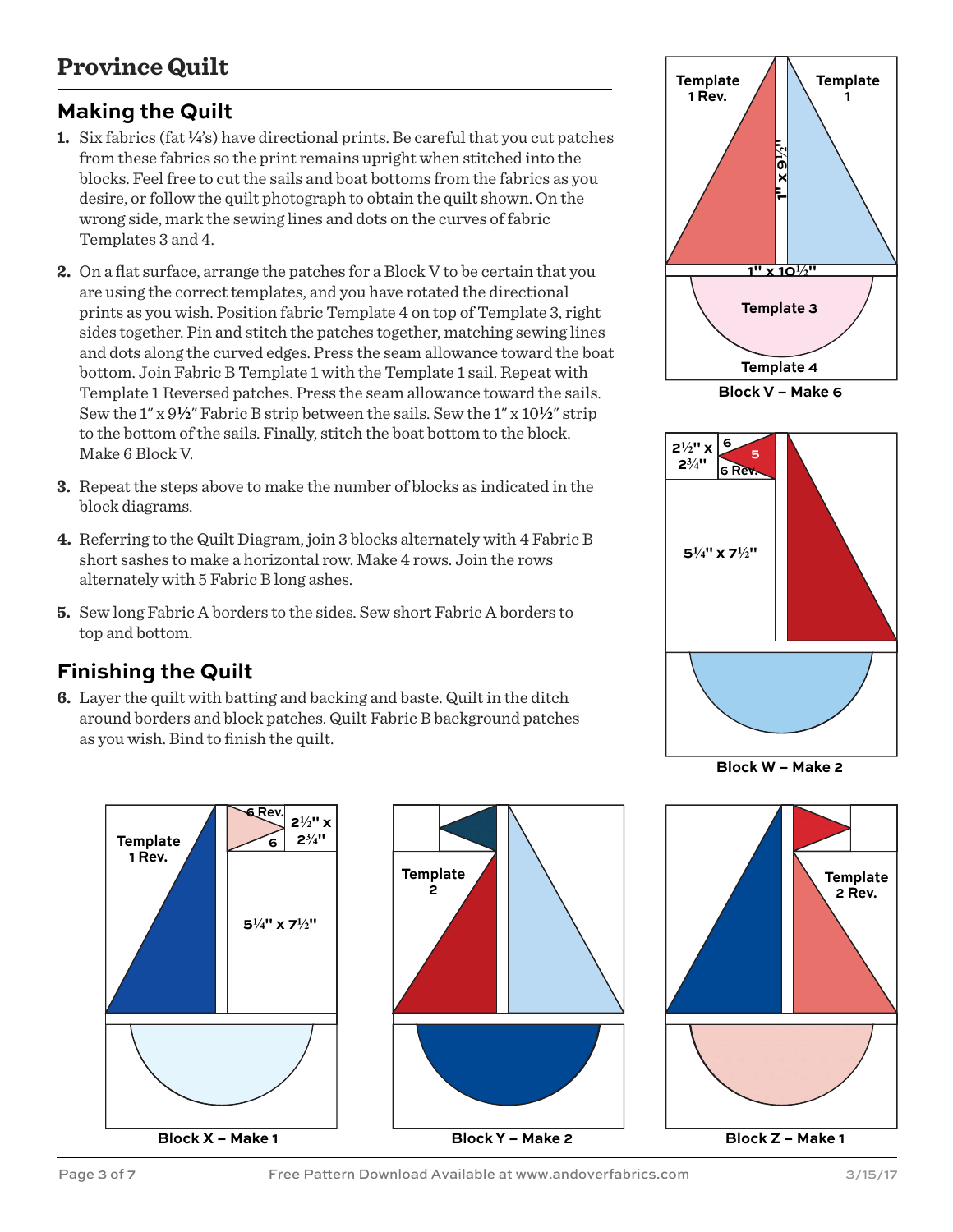# Province Quilt

## Making the Quilt

1. Six fabrics (fat ¼'s) have directional prints. Be careful that you cut patches from these fabrics so the print remains upright when stitched into the blocks. Feel free to cut the sails and boat bottoms from the fabrics as you desire, or follow the quilt photograph to obtain the quilt shown. On the wrong side, mark the sewing lines and dots on the curves of fabric Templates 3 and 4.

2. On a flat surface, arrange the patches for a Block V to be certain that you are using the correct templates, and you have rotated the directional prints as you wish. Position fabric Template 4 on top of Template 3, right sides together. Pin and stitch the patches together, matching sewing lines and dots along the curved edges. Press the seam allowance toward the boat bottom. Join Fabric B Template 1 with the Template 1 sail. Repeat with Template 1 Reversed patches. Press the seam allowance toward the sails. Sew the 1" x 9½" Fabric B strip between the sails. Sew the 1" x 10½" strip to the bottom of the sails. Finally, stitch the boat bottom to the block. Make 6 Block V.

3. Repeat the steps above to make the number of blocks as indicated in the block diagrams.

4. Referring to the Quilt Diagram, join 3 blocks alternately with 4 Fabric B short sashes to make a horizontal row. Make 4 rows. Join the rows alternately with 5 Fabric B long ashes.

5. Sew long Fabric A borders to the sides. Sew short Fabric A borders to top and bottom.

## Finishing the Quilt

6. Layer the quilt with batting and backing and baste. Quilt in the ditch around borders and block patches. Quilt Fabric B background patches as you wish. Bind to finish the quilt.

Template 1 Rev. | Template 1 | 1" x 9½" | 1" x 10½" | Template 3 | Template 4

Block V – Make 6

2½" x 2¾" | 6 | 5 | 6 Rev. | 5¼" x 7½"

Block W – Make 2

Template 1 Rev. | 6 Rev. | 6 | 2½" x 2¾" | 5¼" x 7½"

Block X – Make 1

Template 2

Block Y – Make 2

Template 2 Rev.

Block Z – Make 1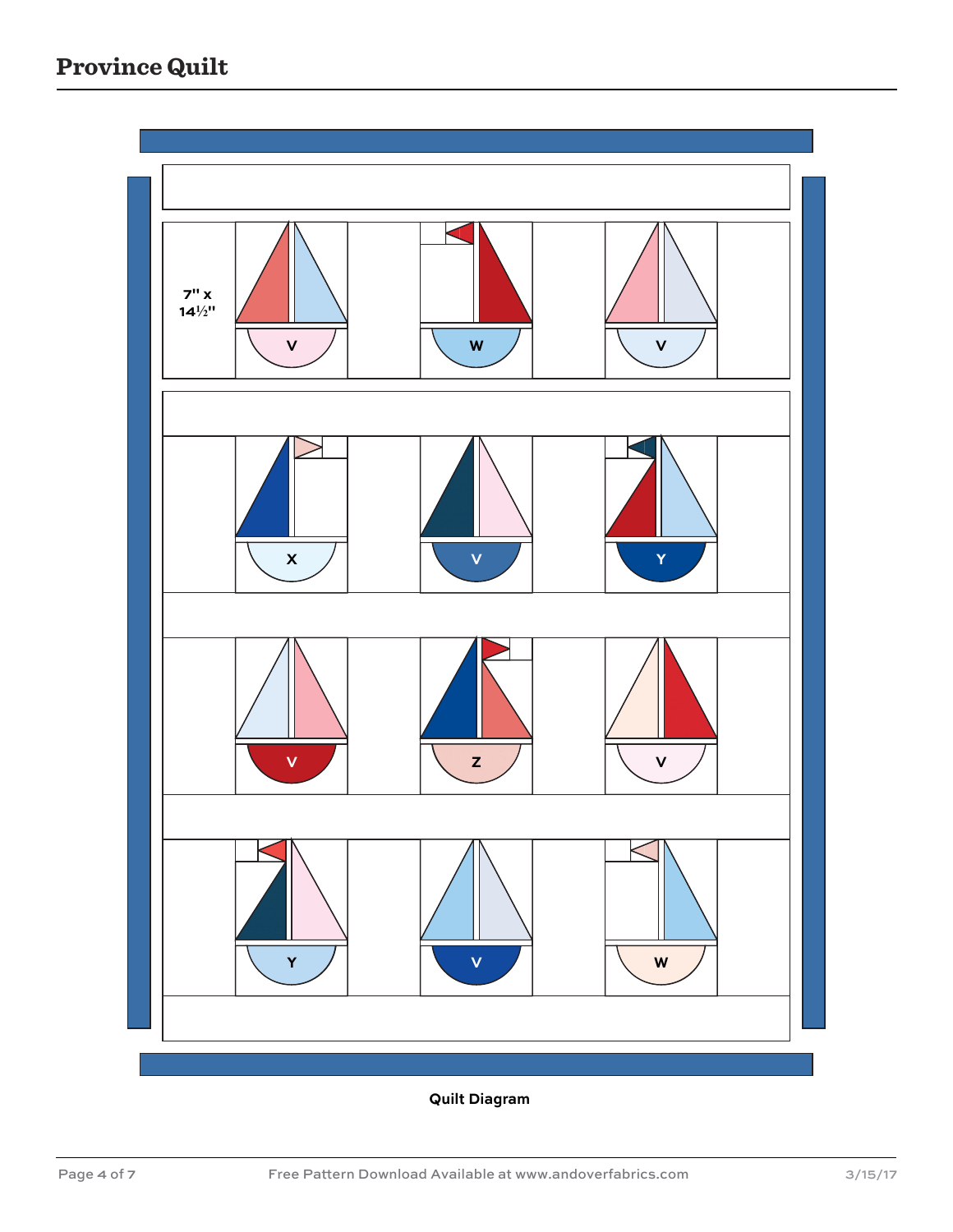# Province Quilt

7" x 14½"

V W V

X V Y

V Z V

Y V W

**Quilt Diagram**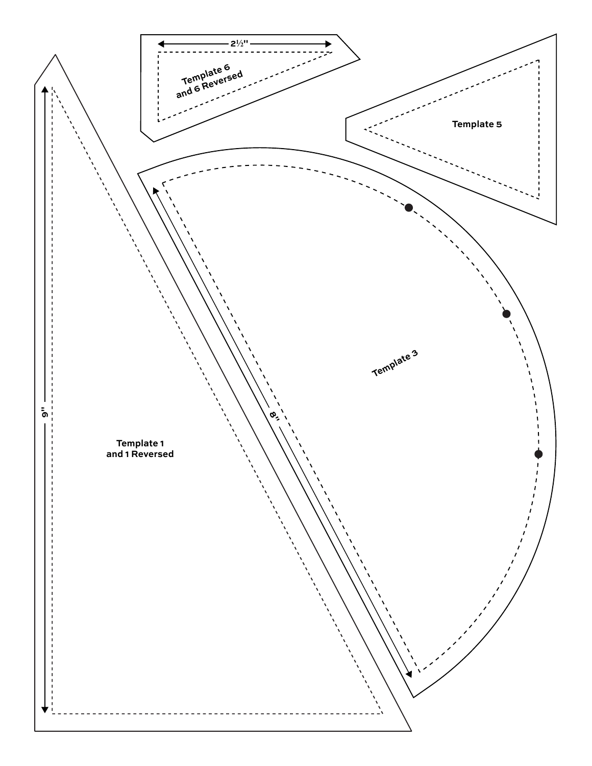2½"

Template 6
and 6 Reversed

Template 5

Template 3

8"

9"

Template 1
and 1 Reversed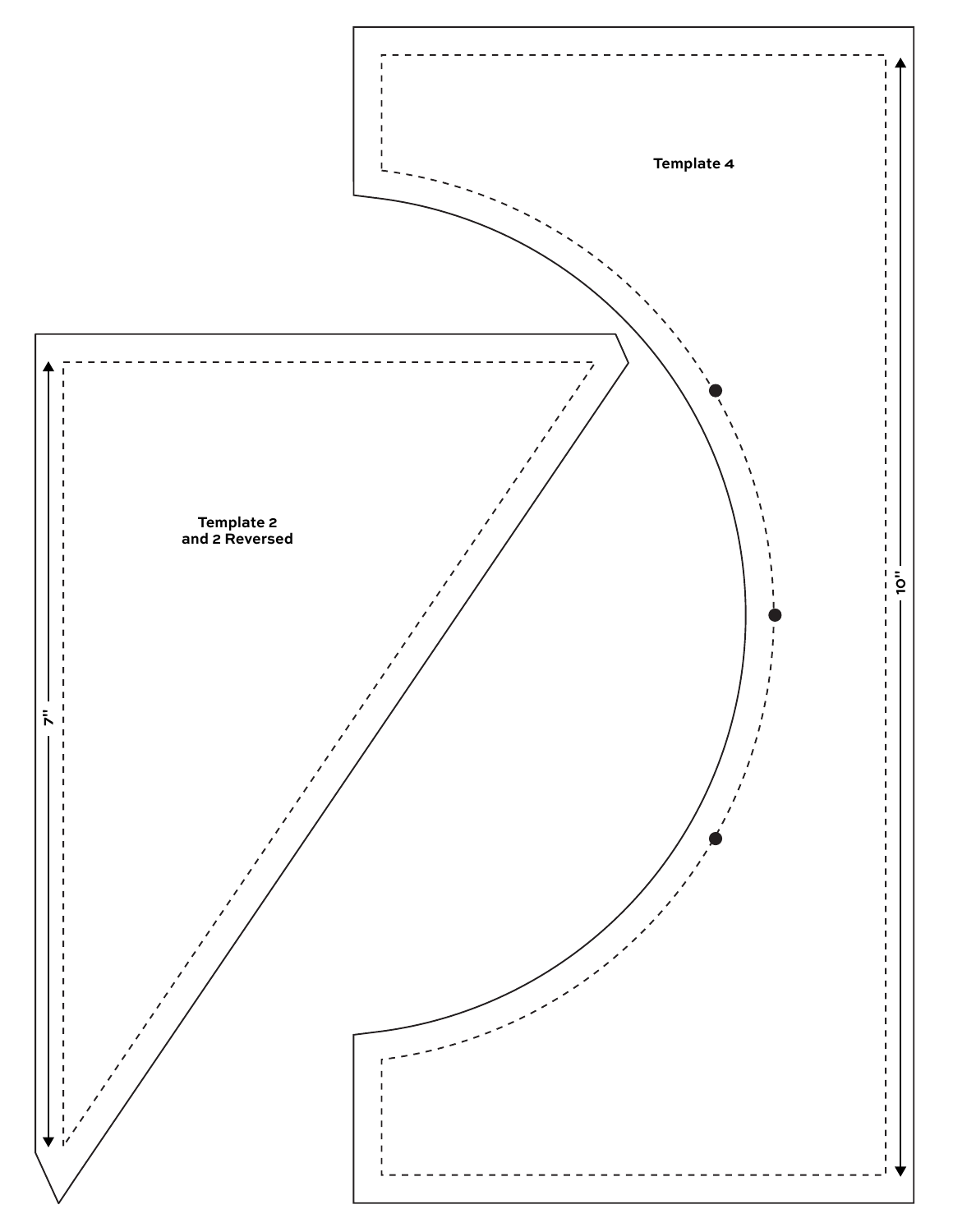Template 4

Template 2
and 2 Reversed

7"

10"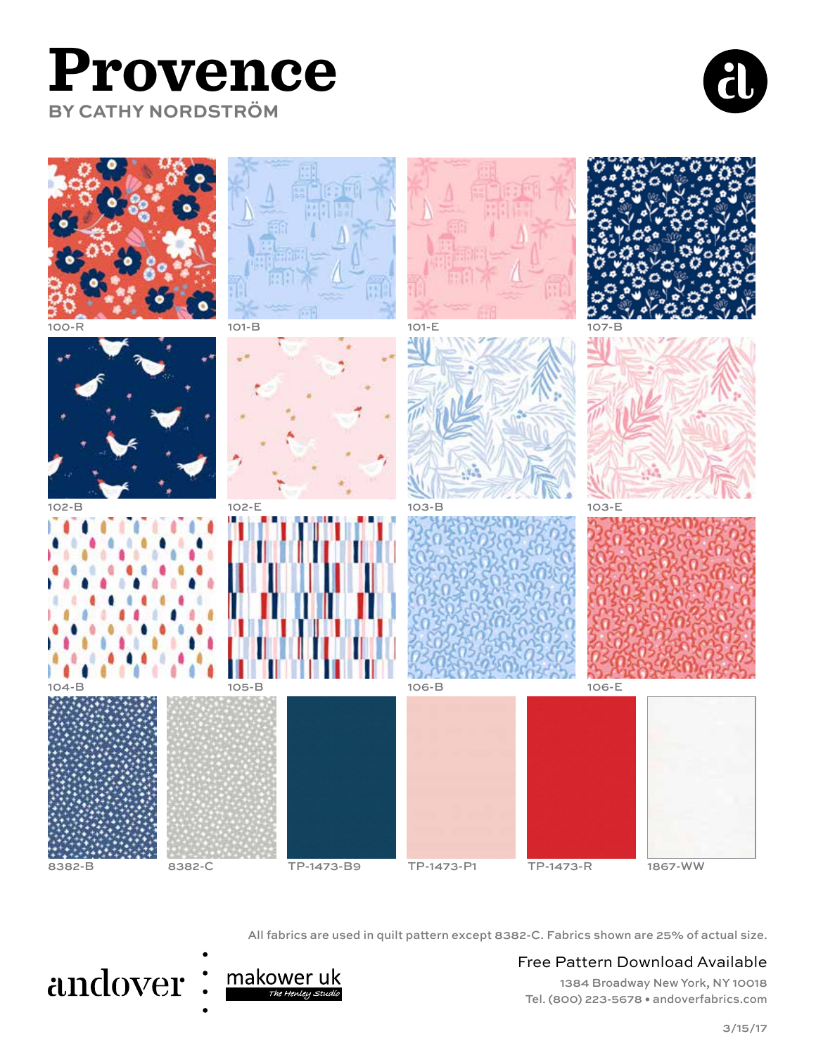# Provence

BY CATHY NORDSTRÖM

100-R

101-B

101-E

107-B

102-B

102-E

103-B

103-E

104-B

105-B

106-B

106-E

8382-B

8382-C

TP-1473-B9

TP-1473-P1

TP-1473-R

1867-WW

All fabrics are used in quilt pattern except 8382-C. Fabrics shown are 25% of actual size.

andover

makower uk

The Henley Studio

Free Pattern Download Available

1384 Broadway New York, NY 10018

Tel. (800) 223-5678 • andoverfabrics.com

3/15/17